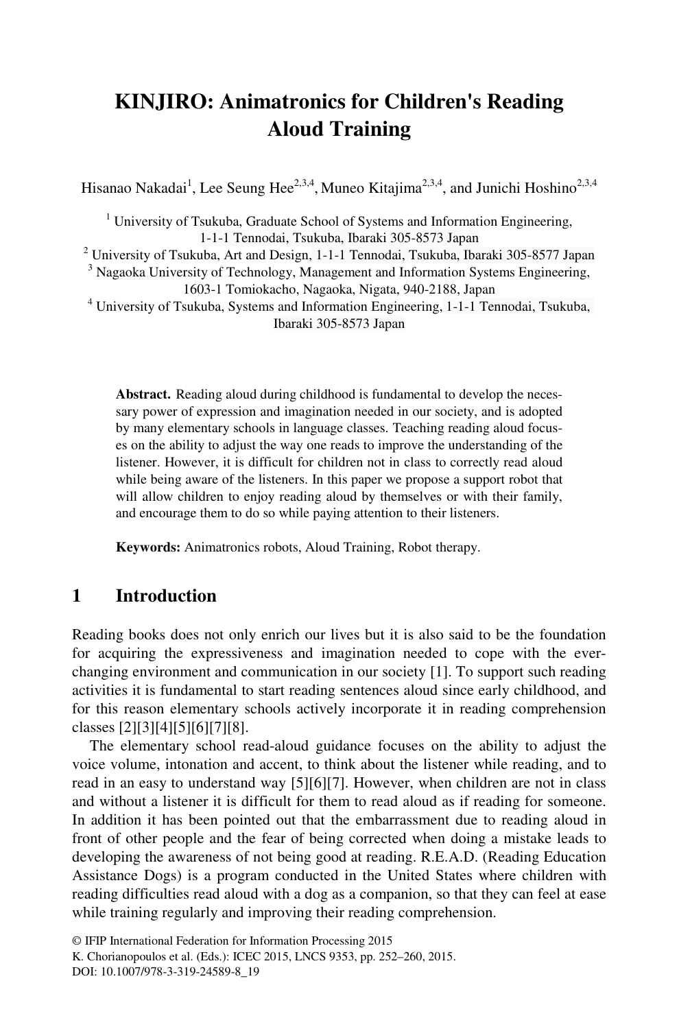# KINJIRO: Animatronics for Children's Reading Aloud Training

Hisanao Nakadai[1], Lee Seung Hee[2,3,4], Muneo Kitajima[2,3,4], and Junichi Hoshino[2,3,4]

[1] University of Tsukuba, Graduate School of Systems and Information Engineering, 1-1-1 Tennodai, Tsukuba, Ibaraki 305-8573 Japan
[2] University of Tsukuba, Art and Design, 1-1-1 Tennodai, Tsukuba, Ibaraki 305-8577 Japan
[3] Nagaoka University of Technology, Management and Information Systems Engineering, 1603-1 Tomiokacho, Nagaoka, Nigata, 940-2188, Japan
[4] University of Tsukuba, Systems and Information Engineering, 1-1-1 Tennodai, Tsukuba, Ibaraki 305-8573 Japan

**Abstract.** Reading aloud during childhood is fundamental to develop the necessary power of expression and imagination needed in our society, and is adopted by many elementary schools in language classes. Teaching reading aloud focuses on the ability to adjust the way one reads to improve the understanding of the listener. However, it is difficult for children not in class to correctly read aloud while being aware of the listeners. In this paper we propose a support robot that will allow children to enjoy reading aloud by themselves or with their family, and encourage them to do so while paying attention to their listeners.

**Keywords:** Animatronics robots, Aloud Training, Robot therapy.

## 1 Introduction

Reading books does not only enrich our lives but it is also said to be the foundation for acquiring the expressiveness and imagination needed to cope with the ever-changing environment and communication in our society [1]. To support such reading activities it is fundamental to start reading sentences aloud since early childhood, and for this reason elementary schools actively incorporate it in reading comprehension classes [2][3][4][5][6][7][8].

The elementary school read-aloud guidance focuses on the ability to adjust the voice volume, intonation and accent, to think about the listener while reading, and to read in an easy to understand way [5][6][7]. However, when children are not in class and without a listener it is difficult for them to read aloud as if reading for someone. In addition it has been pointed out that the embarrassment due to reading aloud in front of other people and the fear of being corrected when doing a mistake leads to developing the awareness of not being good at reading. R.E.A.D. (Reading Education Assistance Dogs) is a program conducted in the United States where children with reading difficulties read aloud with a dog as a companion, so that they can feel at ease while training regularly and improving their reading comprehension.

© IFIP International Federation for Information Processing 2015
K. Chorianopoulos et al. (Eds.): ICEC 2015, LNCS 9353, pp. 252–260, 2015.
DOI: 10.1007/978-3-319-24589-8_19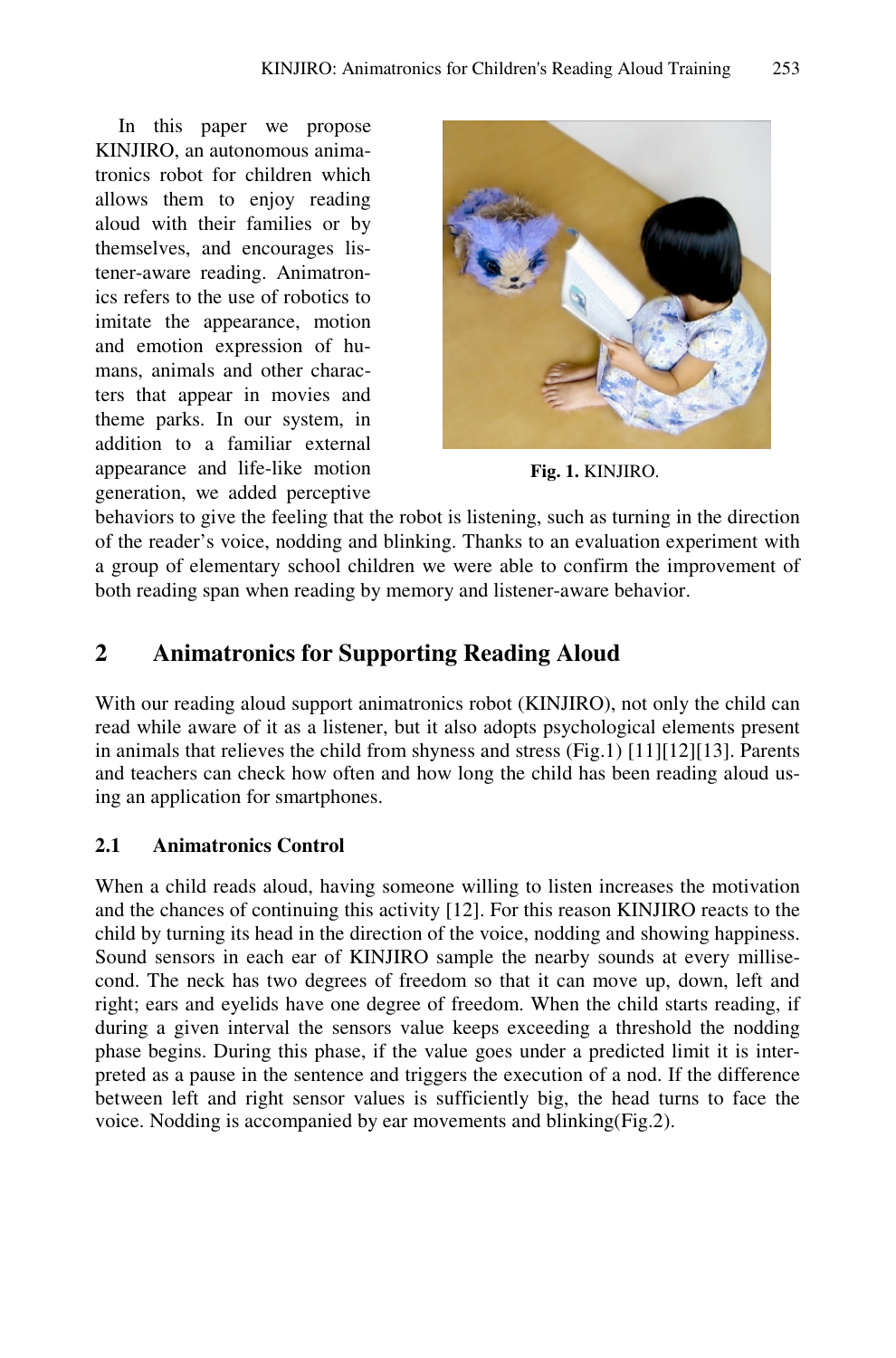In this paper we propose KINJIRO, an autonomous animatronics robot for children which allows them to enjoy reading aloud with their families or by themselves, and encourages listener-aware reading. Animatronics refers to the use of robotics to imitate the appearance, motion and emotion expression of humans, animals and other characters that appear in movies and theme parks. In our system, in addition to a familiar external appearance and life-like motion generation, we added perceptive behaviors to give the feeling that the robot is listening, such as turning in the direction of the reader's voice, nodding and blinking. Thanks to an evaluation experiment with a group of elementary school children we were able to confirm the improvement of both reading span when reading by memory and listener-aware behavior.

**Fig. 1.** KINJIRO.

## 2 Animatronics for Supporting Reading Aloud

With our reading aloud support animatronics robot (KINJIRO), not only the child can read while aware of it as a listener, but it also adopts psychological elements present in animals that relieves the child from shyness and stress (Fig.1) [11][12][13]. Parents and teachers can check how often and how long the child has been reading aloud using an application for smartphones.

### 2.1 Animatronics Control

When a child reads aloud, having someone willing to listen increases the motivation and the chances of continuing this activity [12]. For this reason KINJIRO reacts to the child by turning its head in the direction of the voice, nodding and showing happiness. Sound sensors in each ear of KINJIRO sample the nearby sounds at every millisecond. The neck has two degrees of freedom so that it can move up, down, left and right; ears and eyelids have one degree of freedom. When the child starts reading, if during a given interval the sensors value keeps exceeding a threshold the nodding phase begins. During this phase, if the value goes under a predicted limit it is interpreted as a pause in the sentence and triggers the execution of a nod. If the difference between left and right sensor values is sufficiently big, the head turns to face the voice. Nodding is accompanied by ear movements and blinking(Fig.2).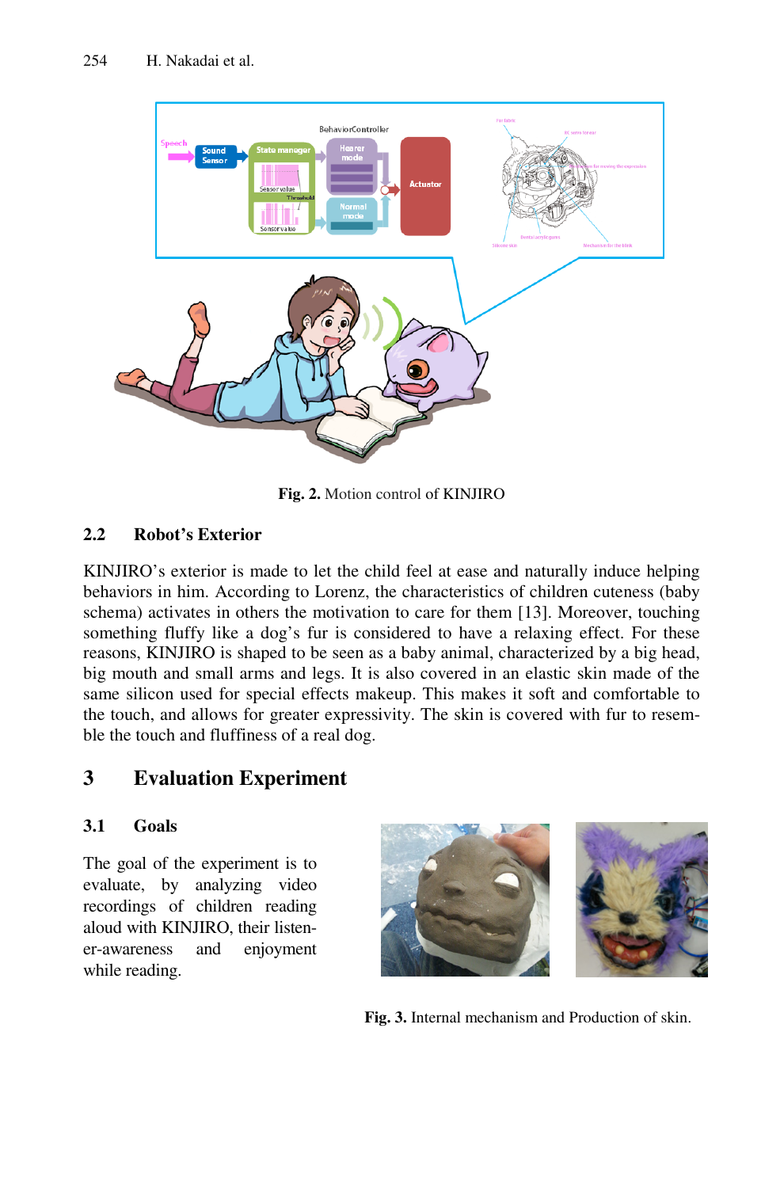Fig. 2. Motion control of KINJIRO

### 2.2 Robot's Exterior

KINJIRO's exterior is made to let the child feel at ease and naturally induce helping behaviors in him. According to Lorenz, the characteristics of children cuteness (baby schema) activates in others the motivation to care for them [13]. Moreover, touching something fluffy like a dog's fur is considered to have a relaxing effect. For these reasons, KINJIRO is shaped to be seen as a baby animal, characterized by a big head, big mouth and small arms and legs. It is also covered in an elastic skin made of the same silicon used for special effects makeup. This makes it soft and comfortable to the touch, and allows for greater expressivity. The skin is covered with fur to resemble the touch and fluffiness of a real dog.

## 3 Evaluation Experiment

### 3.1 Goals

The goal of the experiment is to evaluate, by analyzing video recordings of children reading aloud with KINJIRO, their listener-awareness and enjoyment while reading.

Fig. 3. Internal mechanism and Production of skin.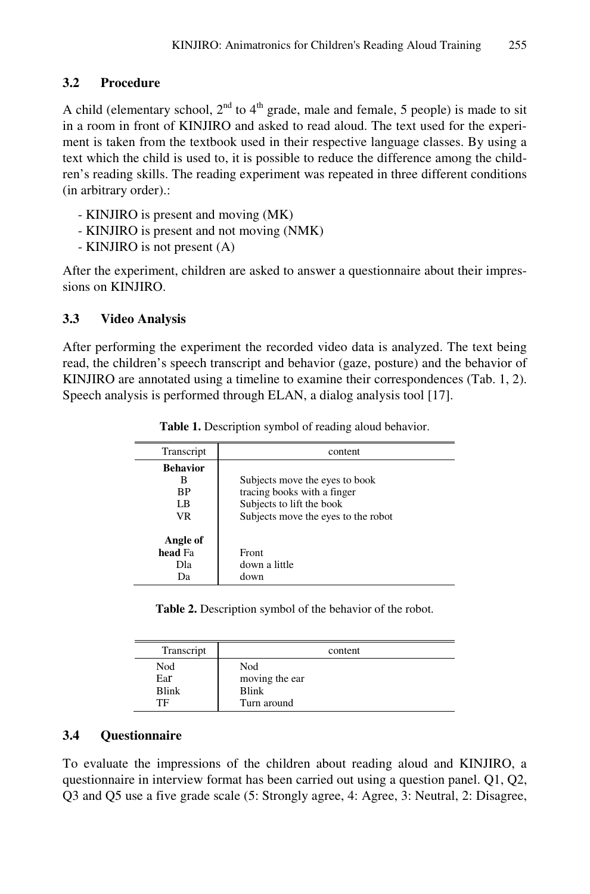### 3.2 Procedure

A child (elementary school, 2nd to 4th grade, male and female, 5 people) is made to sit in a room in front of KINJIRO and asked to read aloud. The text used for the experiment is taken from the textbook used in their respective language classes. By using a text which the child is used to, it is possible to reduce the difference among the children's reading skills. The reading experiment was repeated in three different conditions (in arbitrary order).:

- KINJIRO is present and moving (MK)
- KINJIRO is present and not moving (NMK)
- KINJIRO is not present (A)

After the experiment, children are asked to answer a questionnaire about their impressions on KINJIRO.

### 3.3 Video Analysis

After performing the experiment the recorded video data is analyzed. The text being read, the children's speech transcript and behavior (gaze, posture) and the behavior of KINJIRO are annotated using a timeline to examine their correspondences (Tab. 1, 2). Speech analysis is performed through ELAN, a dialog analysis tool [17].

**Table 1.** Description symbol of reading aloud behavior.

| Transcript | content |
|---|---|
| **Behavior** | |
| B | Subjects move the eyes to book |
| BP | tracing books with a finger |
| LB | Subjects to lift the book |
| VR | Subjects move the eyes to the robot |
| **Angle of head** | |
| Fa | Front |
| Dla | down a little |
| Da | down |

**Table 2.** Description symbol of the behavior of the robot.

| Transcript | content |
|---|---|
| Nod | Nod |
| Ear | moving the ear |
| Blink | Blink |
| TF | Turn around |

### 3.4 Questionnaire

To evaluate the impressions of the children about reading aloud and KINJIRO, a questionnaire in interview format has been carried out using a question panel. Q1, Q2, Q3 and Q5 use a five grade scale (5: Strongly agree, 4: Agree, 3: Neutral, 2: Disagree,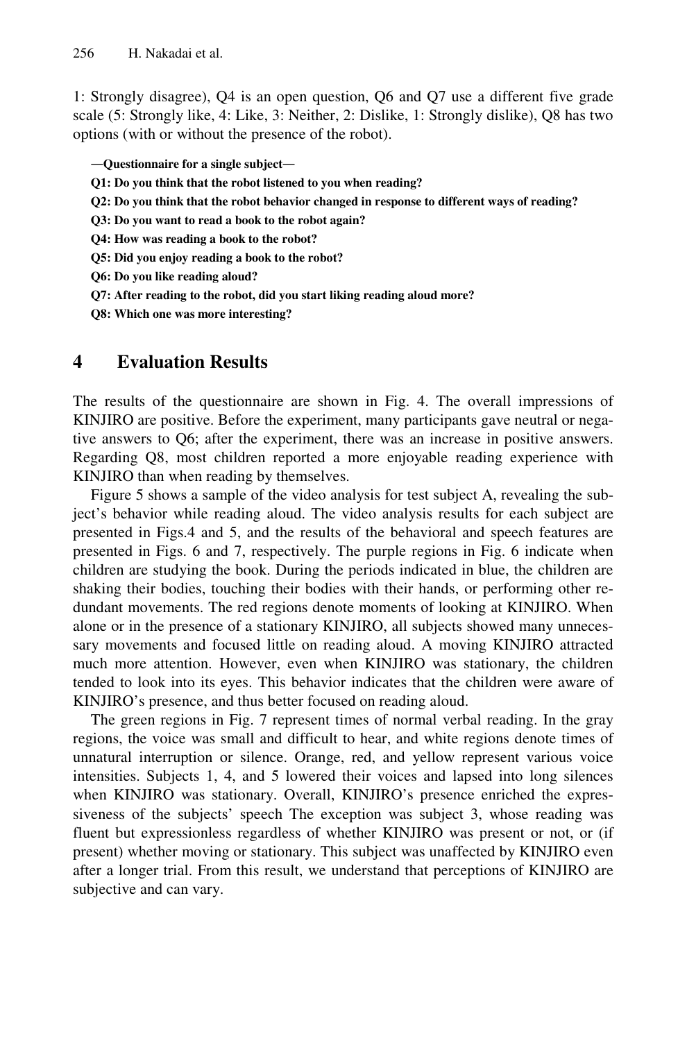1: Strongly disagree), Q4 is an open question, Q6 and Q7 use a different five grade scale (5: Strongly like, 4: Like, 3: Neither, 2: Dislike, 1: Strongly dislike), Q8 has two options (with or without the presence of the robot).

**―Questionnaire for a single subject―**

**Q1: Do you think that the robot listened to you when reading?**

**Q2: Do you think that the robot behavior changed in response to different ways of reading?**

**Q3: Do you want to read a book to the robot again?**

**Q4: How was reading a book to the robot?**

**Q5: Did you enjoy reading a book to the robot?**

**Q6: Do you like reading aloud?**

**Q7: After reading to the robot, did you start liking reading aloud more?**

**Q8: Which one was more interesting?**

## 4 Evaluation Results

The results of the questionnaire are shown in Fig. 4. The overall impressions of KINJIRO are positive. Before the experiment, many participants gave neutral or negative answers to Q6; after the experiment, there was an increase in positive answers. Regarding Q8, most children reported a more enjoyable reading experience with KINJIRO than when reading by themselves.

Figure 5 shows a sample of the video analysis for test subject A, revealing the subject's behavior while reading aloud. The video analysis results for each subject are presented in Figs.4 and 5, and the results of the behavioral and speech features are presented in Figs. 6 and 7, respectively. The purple regions in Fig. 6 indicate when children are studying the book. During the periods indicated in blue, the children are shaking their bodies, touching their bodies with their hands, or performing other redundant movements. The red regions denote moments of looking at KINJIRO. When alone or in the presence of a stationary KINJIRO, all subjects showed many unnecessary movements and focused little on reading aloud. A moving KINJIRO attracted much more attention. However, even when KINJIRO was stationary, the children tended to look into its eyes. This behavior indicates that the children were aware of KINJIRO's presence, and thus better focused on reading aloud.

The green regions in Fig. 7 represent times of normal verbal reading. In the gray regions, the voice was small and difficult to hear, and white regions denote times of unnatural interruption or silence. Orange, red, and yellow represent various voice intensities. Subjects 1, 4, and 5 lowered their voices and lapsed into long silences when KINJIRO was stationary. Overall, KINJIRO's presence enriched the expressiveness of the subjects' speech The exception was subject 3, whose reading was fluent but expressionless regardless of whether KINJIRO was present or not, or (if present) whether moving or stationary. This subject was unaffected by KINJIRO even after a longer trial. From this result, we understand that perceptions of KINJIRO are subjective and can vary.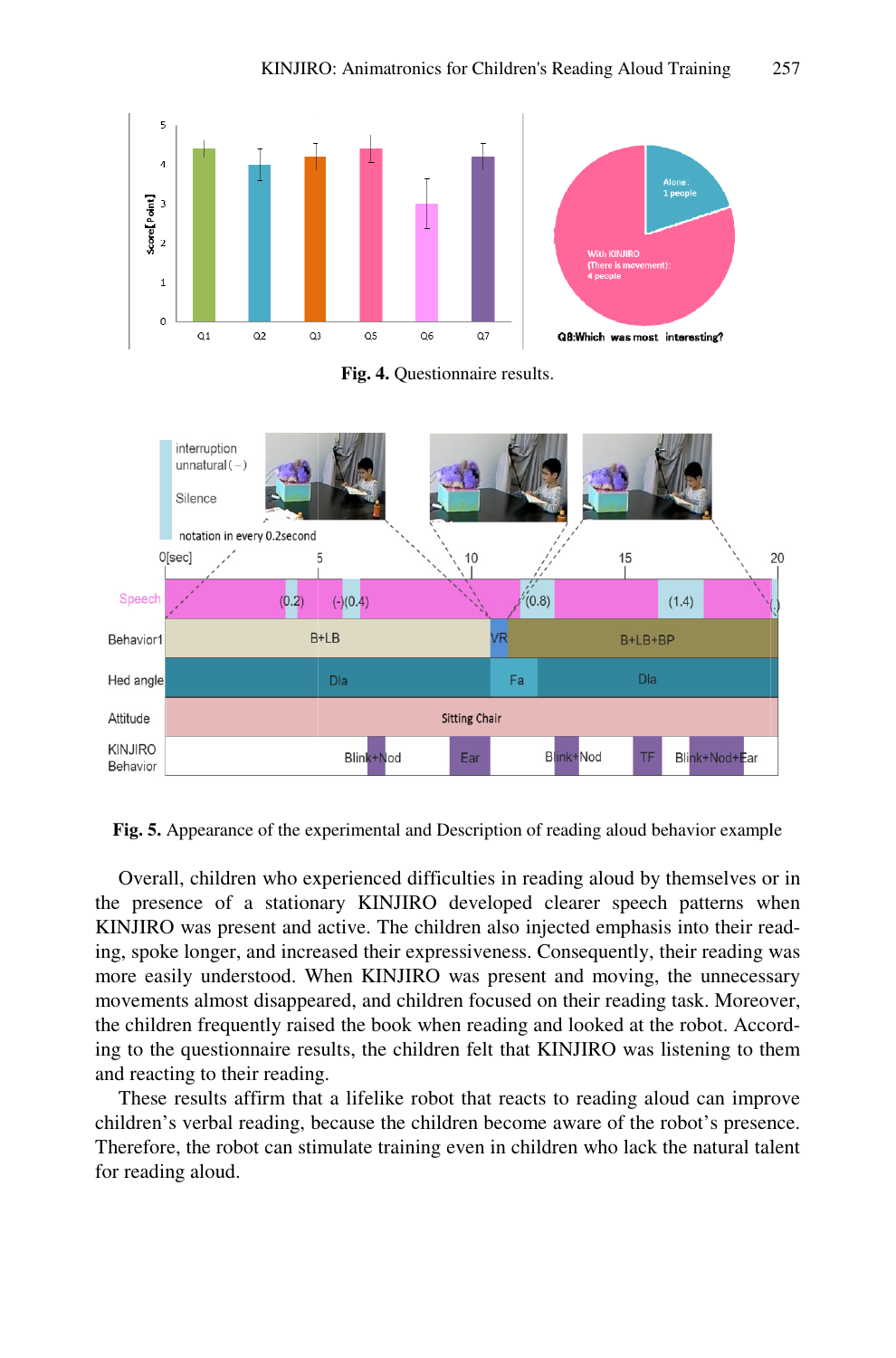**Fig. 4.** Questionnaire results.

**Fig. 5.** Appearance of the experimental and Description of reading aloud behavior example

Overall, children who experienced difficulties in reading aloud by themselves or in the presence of a stationary KINJIRO developed clearer speech patterns when KINJIRO was present and active. The children also injected emphasis into their reading, spoke longer, and increased their expressiveness. Consequently, their reading was more easily understood. When KINJIRO was present and moving, the unnecessary movements almost disappeared, and children focused on their reading task. Moreover, the children frequently raised the book when reading and looked at the robot. According to the questionnaire results, the children felt that KINJIRO was listening to them and reacting to their reading.

These results affirm that a lifelike robot that reacts to reading aloud can improve children's verbal reading, because the children become aware of the robot's presence. Therefore, the robot can stimulate training even in children who lack the natural talent for reading aloud.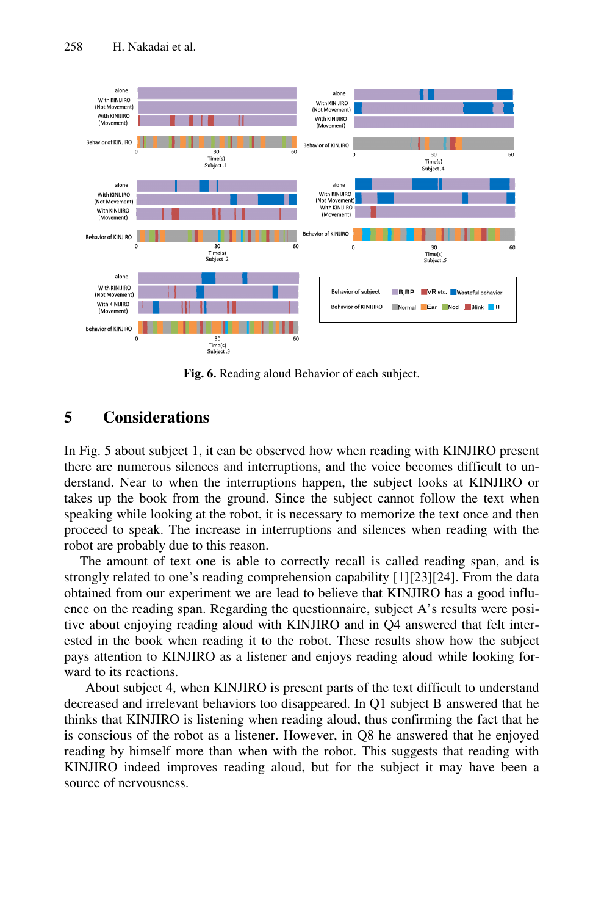Fig. 6. Reading aloud Behavior of each subject.

## 5 Considerations

In Fig. 5 about subject 1, it can be observed how when reading with KINJIRO present there are numerous silences and interruptions, and the voice becomes difficult to understand. Near to when the interruptions happen, the subject looks at KINJIRO or takes up the book from the ground. Since the subject cannot follow the text when speaking while looking at the robot, it is necessary to memorize the text once and then proceed to speak. The increase in interruptions and silences when reading with the robot are probably due to this reason.

The amount of text one is able to correctly recall is called reading span, and is strongly related to one's reading comprehension capability [1][23][24]. From the data obtained from our experiment we are lead to believe that KINJIRO has a good influence on the reading span. Regarding the questionnaire, subject A's results were positive about enjoying reading aloud with KINJIRO and in Q4 answered that felt interested in the book when reading it to the robot. These results show how the subject pays attention to KINJIRO as a listener and enjoys reading aloud while looking forward to its reactions.

About subject 4, when KINJIRO is present parts of the text difficult to understand decreased and irrelevant behaviors too disappeared. In Q1 subject B answered that he thinks that KINJIRO is listening when reading aloud, thus confirming the fact that he is conscious of the robot as a listener. However, in Q8 he answered that he enjoyed reading by himself more than when with the robot. This suggests that reading with KINJIRO indeed improves reading aloud, but for the subject it may have been a source of nervousness.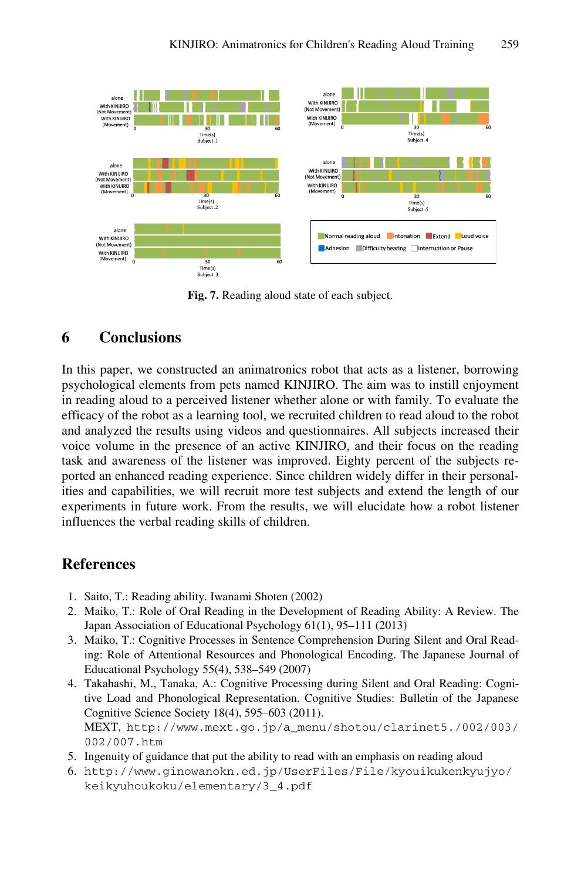Fig. 7. Reading aloud state of each subject.

## 6 Conclusions

In this paper, we constructed an animatronics robot that acts as a listener, borrowing psychological elements from pets named KINJIRO. The aim was to instill enjoyment in reading aloud to a perceived listener whether alone or with family. To evaluate the efficacy of the robot as a learning tool, we recruited children to read aloud to the robot and analyzed the results using videos and questionnaires. All subjects increased their voice volume in the presence of an active KINJIRO, and their focus on the reading task and awareness of the listener was improved. Eighty percent of the subjects reported an enhanced reading experience. Since children widely differ in their personalities and capabilities, we will recruit more test subjects and extend the length of our experiments in future work. From the results, we will elucidate how a robot listener influences the verbal reading skills of children.

## References

1. Saito, T.: Reading ability. Iwanami Shoten (2002)
2. Maiko, T.: Role of Oral Reading in the Development of Reading Ability: A Review. The Japan Association of Educational Psychology 61(1), 95–111 (2013)
3. Maiko, T.: Cognitive Processes in Sentence Comprehension During Silent and Oral Reading: Role of Attentional Resources and Phonological Encoding. The Japanese Journal of Educational Psychology 55(4), 538–549 (2007)
4. Takahashi, M., Tanaka, A.: Cognitive Processing during Silent and Oral Reading: Cognitive Load and Phonological Representation. Cognitive Studies: Bulletin of the Japanese Cognitive Science Society 18(4), 595–603 (2011).
   MEXT, `http://www.mext.go.jp/a_menu/shotou/clarinet5./002/003/002/007.htm`
5. Ingenuity of guidance that put the ability to read with an emphasis on reading aloud
6. `http://www.ginowanokn.ed.jp/UserFiles/File/kyouikukenkyujyo/keikyuhoukoku/elementary/3_4.pdf`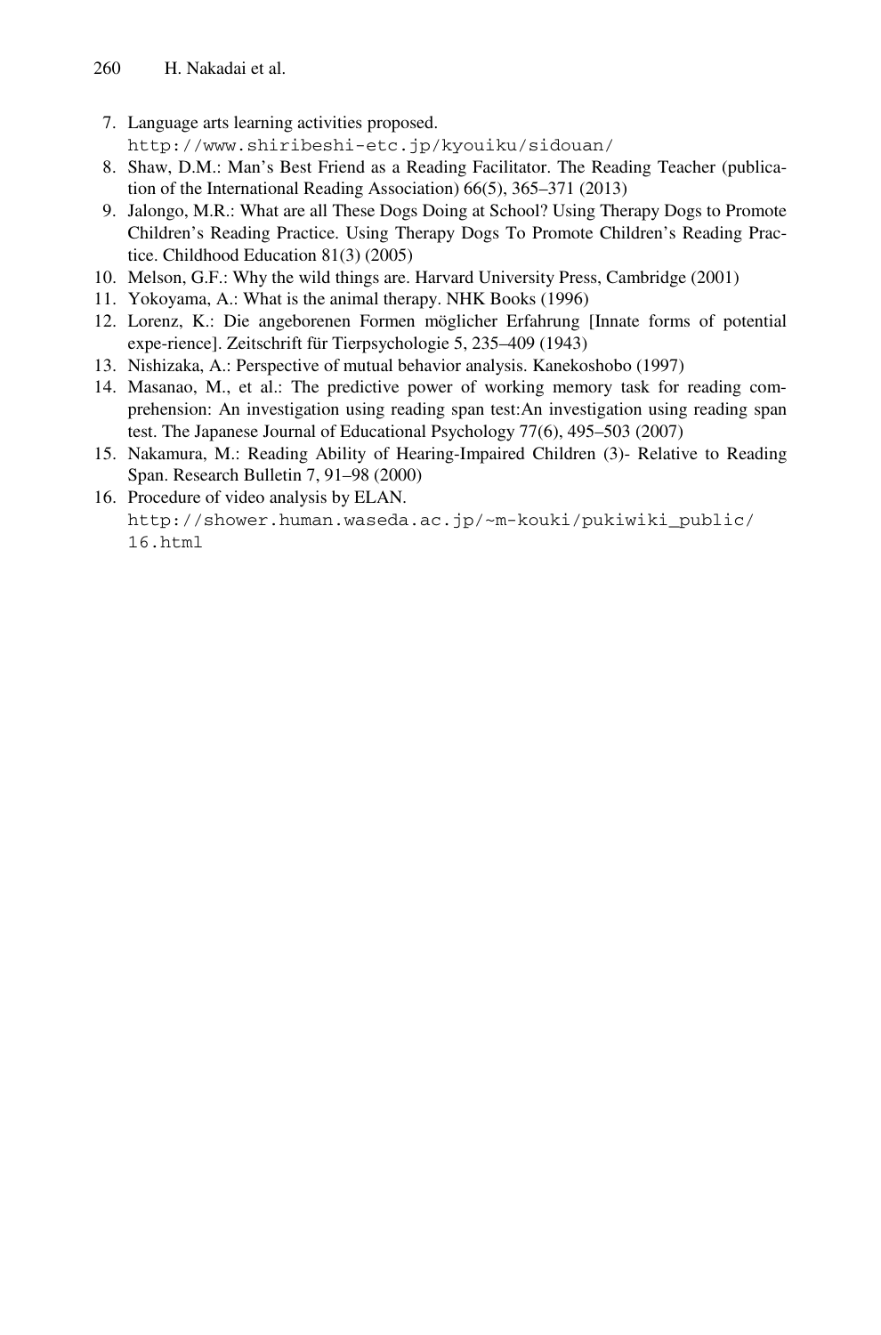7. Language arts learning activities proposed. http://www.shiribeshi-etc.jp/kyouiku/sidouan/
8. Shaw, D.M.: Man's Best Friend as a Reading Facilitator. The Reading Teacher (publication of the International Reading Association) 66(5), 365–371 (2013)
9. Jalongo, M.R.: What are all These Dogs Doing at School? Using Therapy Dogs to Promote Children's Reading Practice. Using Therapy Dogs To Promote Children's Reading Practice. Childhood Education 81(3) (2005)
10. Melson, G.F.: Why the wild things are. Harvard University Press, Cambridge (2001)
11. Yokoyama, A.: What is the animal therapy. NHK Books (1996)
12. Lorenz, K.: Die angeborenen Formen möglicher Erfahrung [Innate forms of potential expe-rience]. Zeitschrift für Tierpsychologie 5, 235–409 (1943)
13. Nishizaka, A.: Perspective of mutual behavior analysis. Kanekoshobo (1997)
14. Masanao, M., et al.: The predictive power of working memory task for reading comprehension: An investigation using reading span test:An investigation using reading span test. The Japanese Journal of Educational Psychology 77(6), 495–503 (2007)
15. Nakamura, M.: Reading Ability of Hearing-Impaired Children (3)- Relative to Reading Span. Research Bulletin 7, 91–98 (2000)
16. Procedure of video analysis by ELAN. http://shower.human.waseda.ac.jp/~m-kouki/pukiwiki_public/16.html